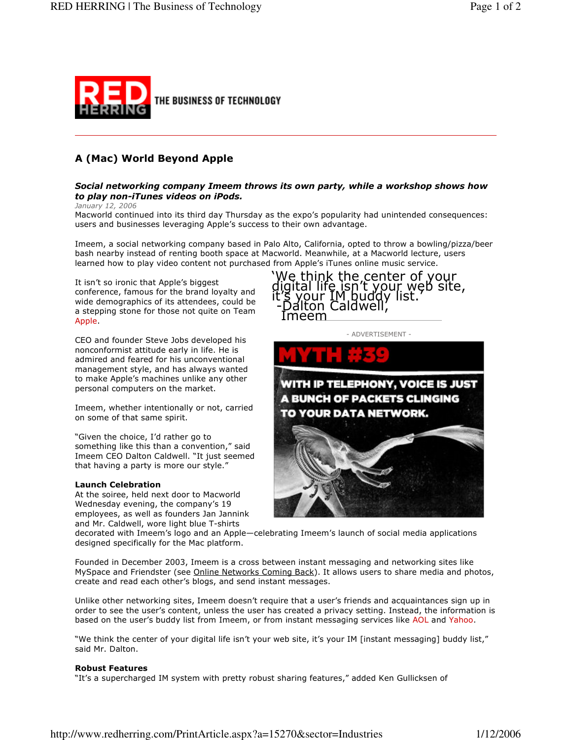# A (Mac) World Beyond Apple

***Social networking company Imeem throws its own party, while a workshop shows how to play non-iTunes videos on iPods.***

*January 12, 2006*

Macworld continued into its third day Thursday as the expo's popularity had unintended consequences: users and businesses leveraging Apple's success to their own advantage.

Imeem, a social networking company based in Palo Alto, California, opted to throw a bowling/pizza/beer bash nearby instead of renting booth space at Macworld. Meanwhile, at a Macworld lecture, users learned how to play video content not purchased from Apple's iTunes online music service.

> 'We think the center of your digital life isn't your web site, it's your IM buddy list.' -Dalton Caldwell, Imeem

It isn't so ironic that Apple's biggest conference, famous for the brand loyalty and wide demographics of its attendees, could be a stepping stone for those not quite on Team Apple.

CEO and founder Steve Jobs developed his nonconformist attitude early in life. He is admired and feared for his unconventional management style, and has always wanted to make Apple's machines unlike any other personal computers on the market.

Imeem, whether intentionally or not, carried on some of that same spirit.

"Given the choice, I'd rather go to something like this than a convention," said Imeem CEO Dalton Caldwell. "It just seemed that having a party is more our style."

**Launch Celebration**

At the soiree, held next door to Macworld Wednesday evening, the company's 19 employees, as well as founders Jan Jannink and Mr. Caldwell, wore light blue T-shirts decorated with Imeem's logo and an Apple—celebrating Imeem's launch of social media applications designed specifically for the Mac platform.

Founded in December 2003, Imeem is a cross between instant messaging and networking sites like MySpace and Friendster (see Online Networks Coming Back). It allows users to share media and photos, create and read each other's blogs, and send instant messages.

Unlike other networking sites, Imeem doesn't require that a user's friends and acquaintances sign up in order to see the user's content, unless the user has created a privacy setting. Instead, the information is based on the user's buddy list from Imeem, or from instant messaging services like AOL and Yahoo.

"We think the center of your digital life isn't your web site, it's your IM [instant messaging] buddy list," said Mr. Dalton.

**Robust Features**

"It's a supercharged IM system with pretty robust sharing features," added Ken Gullicksen of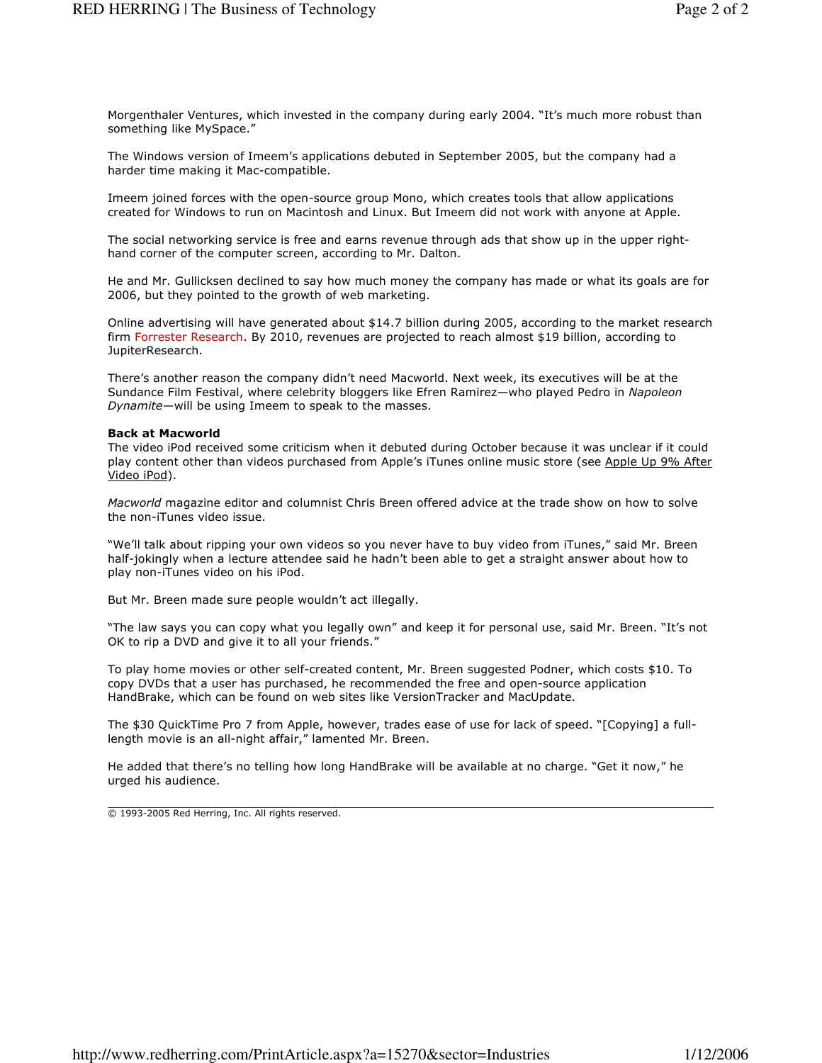Morgenthaler Ventures, which invested in the company during early 2004. "It's much more robust than something like MySpace."

The Windows version of Imeem's applications debuted in September 2005, but the company had a harder time making it Mac-compatible.

Imeem joined forces with the open-source group Mono, which creates tools that allow applications created for Windows to run on Macintosh and Linux. But Imeem did not work with anyone at Apple.

The social networking service is free and earns revenue through ads that show up in the upper right-hand corner of the computer screen, according to Mr. Dalton.

He and Mr. Gullicksen declined to say how much money the company has made or what its goals are for 2006, but they pointed to the growth of web marketing.

Online advertising will have generated about $14.7 billion during 2005, according to the market research firm Forrester Research. By 2010, revenues are projected to reach almost $19 billion, according to JupiterResearch.

There's another reason the company didn't need Macworld. Next week, its executives will be at the Sundance Film Festival, where celebrity bloggers like Efren Ramirez—who played Pedro in *Napoleon Dynamite*—will be using Imeem to speak to the masses.

**Back at Macworld**

The video iPod received some criticism when it debuted during October because it was unclear if it could play content other than videos purchased from Apple's iTunes online music store (see Apple Up 9% After Video iPod).

*Macworld* magazine editor and columnist Chris Breen offered advice at the trade show on how to solve the non-iTunes video issue.

"We'll talk about ripping your own videos so you never have to buy video from iTunes," said Mr. Breen half-jokingly when a lecture attendee said he hadn't been able to get a straight answer about how to play non-iTunes video on his iPod.

But Mr. Breen made sure people wouldn't act illegally.

"The law says you can copy what you legally own" and keep it for personal use, said Mr. Breen. "It's not OK to rip a DVD and give it to all your friends."

To play home movies or other self-created content, Mr. Breen suggested Podner, which costs $10. To copy DVDs that a user has purchased, he recommended the free and open-source application HandBrake, which can be found on web sites like VersionTracker and MacUpdate.

The $30 QuickTime Pro 7 from Apple, however, trades ease of use for lack of speed. "[Copying] a full-length movie is an all-night affair," lamented Mr. Breen.

He added that there's no telling how long HandBrake will be available at no charge. "Get it now," he urged his audience.

© 1993-2005 Red Herring, Inc. All rights reserved.